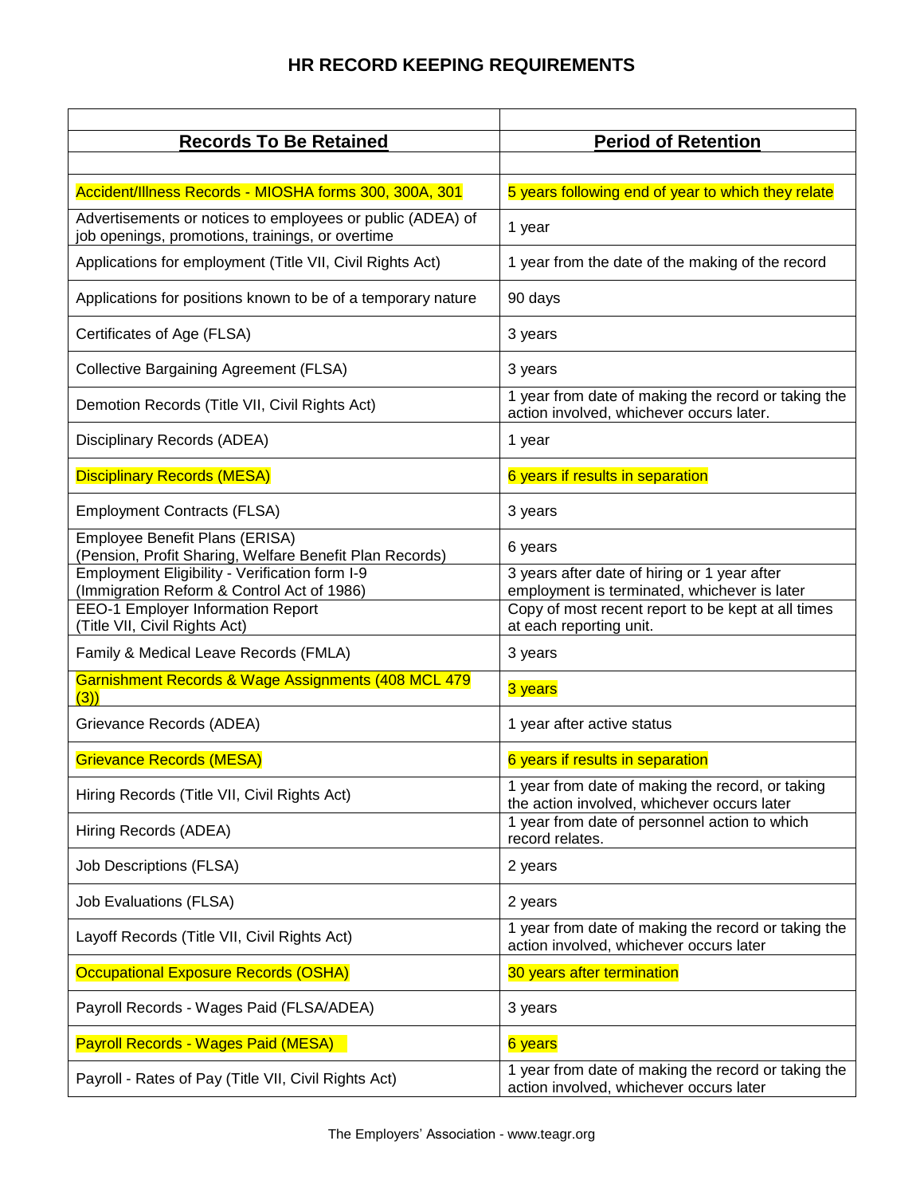# HR RECORD KEEPING REQUIREMENTS

| Records To Be Retained | Period of Retention |
| --- | --- |
| Accident/Illness Records - MIOSHA forms 300, 300A, 301 | 5 years following end of year to which they relate |
| Advertisements or notices to employees or public (ADEA) of job openings, promotions, trainings, or overtime | 1 year |
| Applications for employment (Title VII, Civil Rights Act) | 1 year from the date of the making of the record |
| Applications for positions known to be of a temporary nature | 90 days |
| Certificates of Age (FLSA) | 3 years |
| Collective Bargaining Agreement (FLSA) | 3 years |
| Demotion Records (Title VII, Civil Rights Act) | 1 year from date of making the record or taking the action involved, whichever occurs later. |
| Disciplinary Records (ADEA) | 1 year |
| Disciplinary Records (MESA) | 6 years if results in separation |
| Employment Contracts (FLSA) | 3 years |
| Employee Benefit Plans (ERISA) (Pension, Profit Sharing, Welfare Benefit Plan Records) | 6 years |
| Employment Eligibility - Verification form I-9 (Immigration Reform & Control Act of 1986) | 3 years after date of hiring or 1 year after employment is terminated, whichever is later |
| EEO-1 Employer Information Report (Title VII, Civil Rights Act) | Copy of most recent report to be kept at all times at each reporting unit. |
| Family & Medical Leave Records (FMLA) | 3 years |
| Garnishment Records & Wage Assignments (408 MCL 479 (3)) | 3 years |
| Grievance Records (ADEA) | 1 year after active status |
| Grievance Records (MESA) | 6 years if results in separation |
| Hiring Records (Title VII, Civil Rights Act) | 1 year from date of making the record, or taking the action involved, whichever occurs later |
| Hiring Records (ADEA) | 1 year from date of personnel action to which record relates. |
| Job Descriptions (FLSA) | 2 years |
| Job Evaluations (FLSA) | 2 years |
| Layoff Records (Title VII, Civil Rights Act) | 1 year from date of making the record or taking the action involved, whichever occurs later |
| Occupational Exposure Records (OSHA) | 30 years after termination |
| Payroll Records - Wages Paid (FLSA/ADEA) | 3 years |
| Payroll Records - Wages Paid (MESA) | 6 years |
| Payroll - Rates of Pay (Title VII, Civil Rights Act) | 1 year from date of making the record or taking the action involved, whichever occurs later |

The Employers' Association - www.teagr.org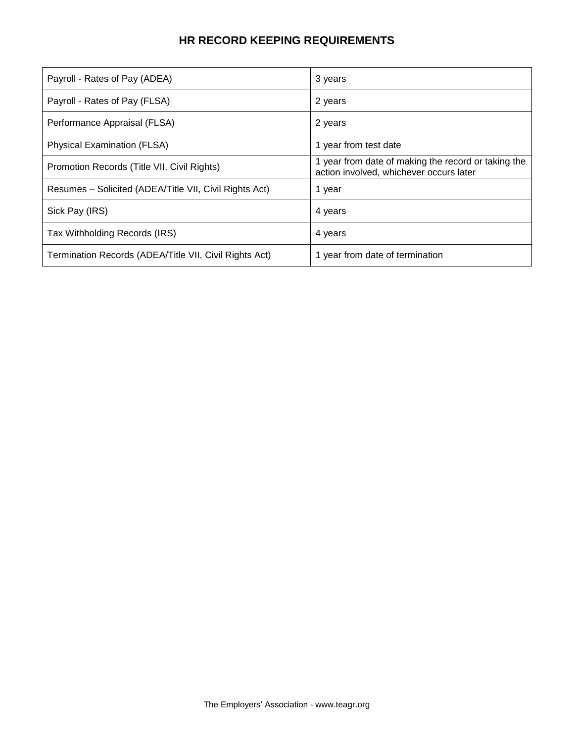# HR RECORD KEEPING REQUIREMENTS

| | |
|---|---|
| Payroll - Rates of Pay (ADEA) | 3 years |
| Payroll - Rates of Pay (FLSA) | 2 years |
| Performance Appraisal (FLSA) | 2 years |
| Physical Examination (FLSA) | 1 year from test date |
| Promotion Records (Title VII, Civil Rights) | 1 year from date of making the record or taking the action involved, whichever occurs later |
| Resumes – Solicited (ADEA/Title VII, Civil Rights Act) | 1 year |
| Sick Pay (IRS) | 4 years |
| Tax Withholding Records (IRS) | 4 years |
| Termination Records (ADEA/Title VII, Civil Rights Act) | 1 year from date of termination |

The Employers' Association - www.teagr.org